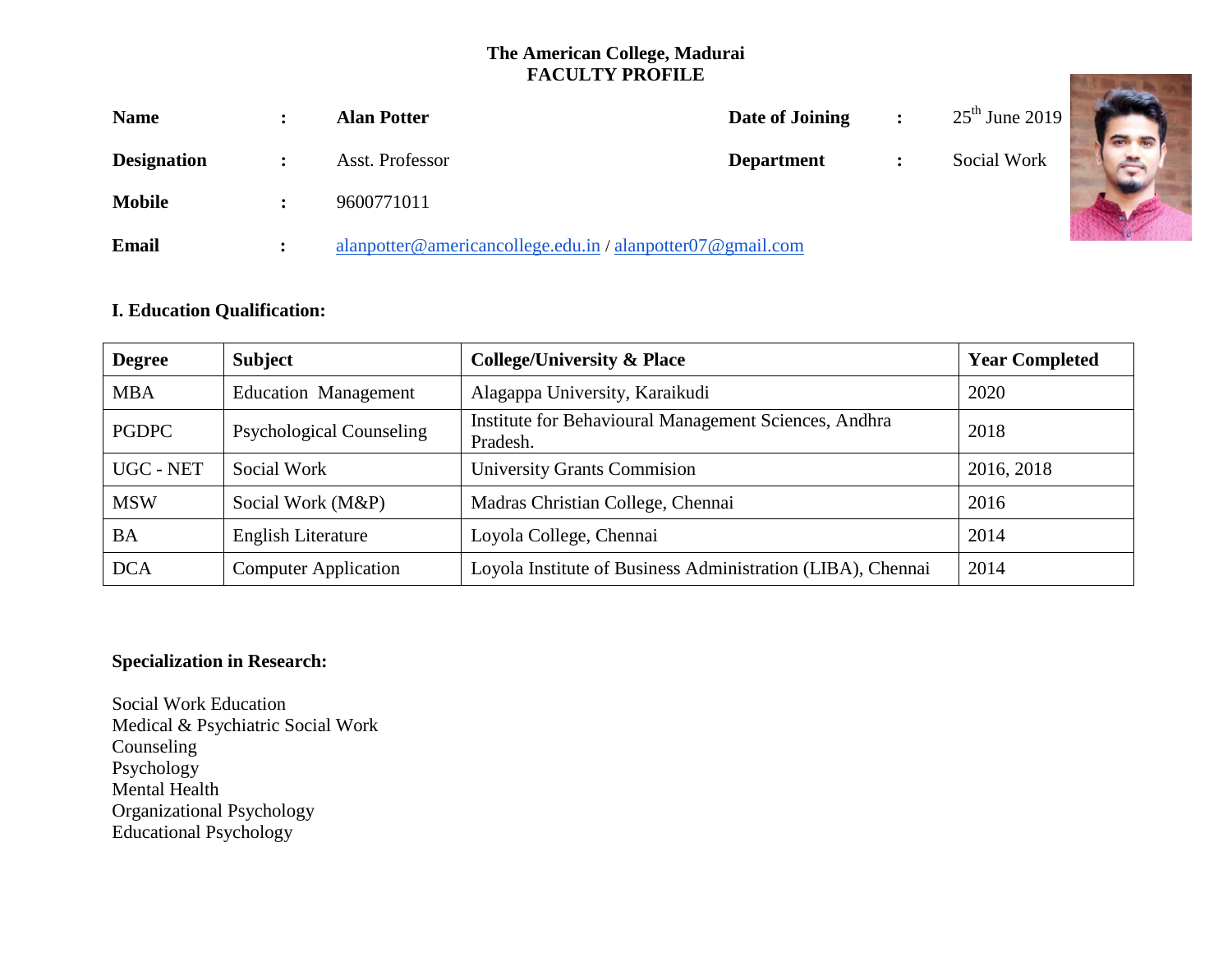**The American College, Madurai**
**FACULTY PROFILE**

| | | | | | |
|---|---|---|---|---|---|
| **Name** | **:** | **Alan Potter** | **Date of Joining** | **:** | 25th June 2019 |
| **Designation** | **:** | Asst. Professor | **Department** | **:** | Social Work |
| **Mobile** | **:** | 9600771011 | | | |
| **Email** | **:** | alanpotter@americancollege.edu.in / alanpotter07@gmail.com | | | |

## I. Education Qualification:

| Degree | Subject | College/University & Place | Year Completed |
|---|---|---|---|
| MBA | Education Management | Alagappa University, Karaikudi | 2020 |
| PGDPC | Psychological Counseling | Institute for Behavioural Management Sciences, Andhra Pradesh. | 2018 |
| UGC - NET | Social Work | University Grants Commision | 2016, 2018 |
| MSW | Social Work (M&P) | Madras Christian College, Chennai | 2016 |
| BA | English Literature | Loyola College, Chennai | 2014 |
| DCA | Computer Application | Loyola Institute of Business Administration (LIBA), Chennai | 2014 |

**Specialization in Research:**

Social Work Education
Medical & Psychiatric Social Work
Counseling
Psychology
Mental Health
Organizational Psychology
Educational Psychology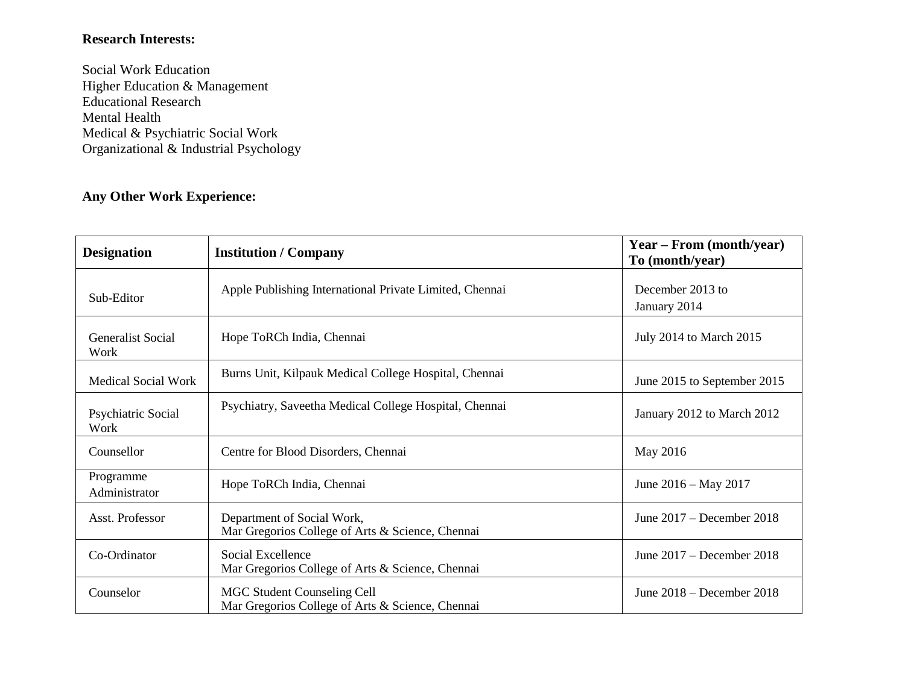**Research Interests:**

Social Work Education
Higher Education & Management
Educational Research
Mental Health
Medical & Psychiatric Social Work
Organizational & Industrial Psychology

**Any Other Work Experience:**

| Designation | Institution / Company | Year – From (month/year) To (month/year) |
|---|---|---|
| Sub-Editor | Apple Publishing International Private Limited, Chennai | December 2013 to January 2014 |
| Generalist Social Work | Hope ToRCh India, Chennai | July 2014 to March 2015 |
| Medical Social Work | Burns Unit, Kilpauk Medical College Hospital, Chennai | June 2015 to September 2015 |
| Psychiatric Social Work | Psychiatry, Saveetha Medical College Hospital, Chennai | January 2012 to March 2012 |
| Counsellor | Centre for Blood Disorders, Chennai | May 2016 |
| Programme Administrator | Hope ToRCh India, Chennai | June 2016 – May 2017 |
| Asst. Professor | Department of Social Work, Mar Gregorios College of Arts & Science, Chennai | June 2017 – December 2018 |
| Co-Ordinator | Social Excellence Mar Gregorios College of Arts & Science, Chennai | June 2017 – December 2018 |
| Counselor | MGC Student Counseling Cell Mar Gregorios College of Arts & Science, Chennai | June 2018 – December 2018 |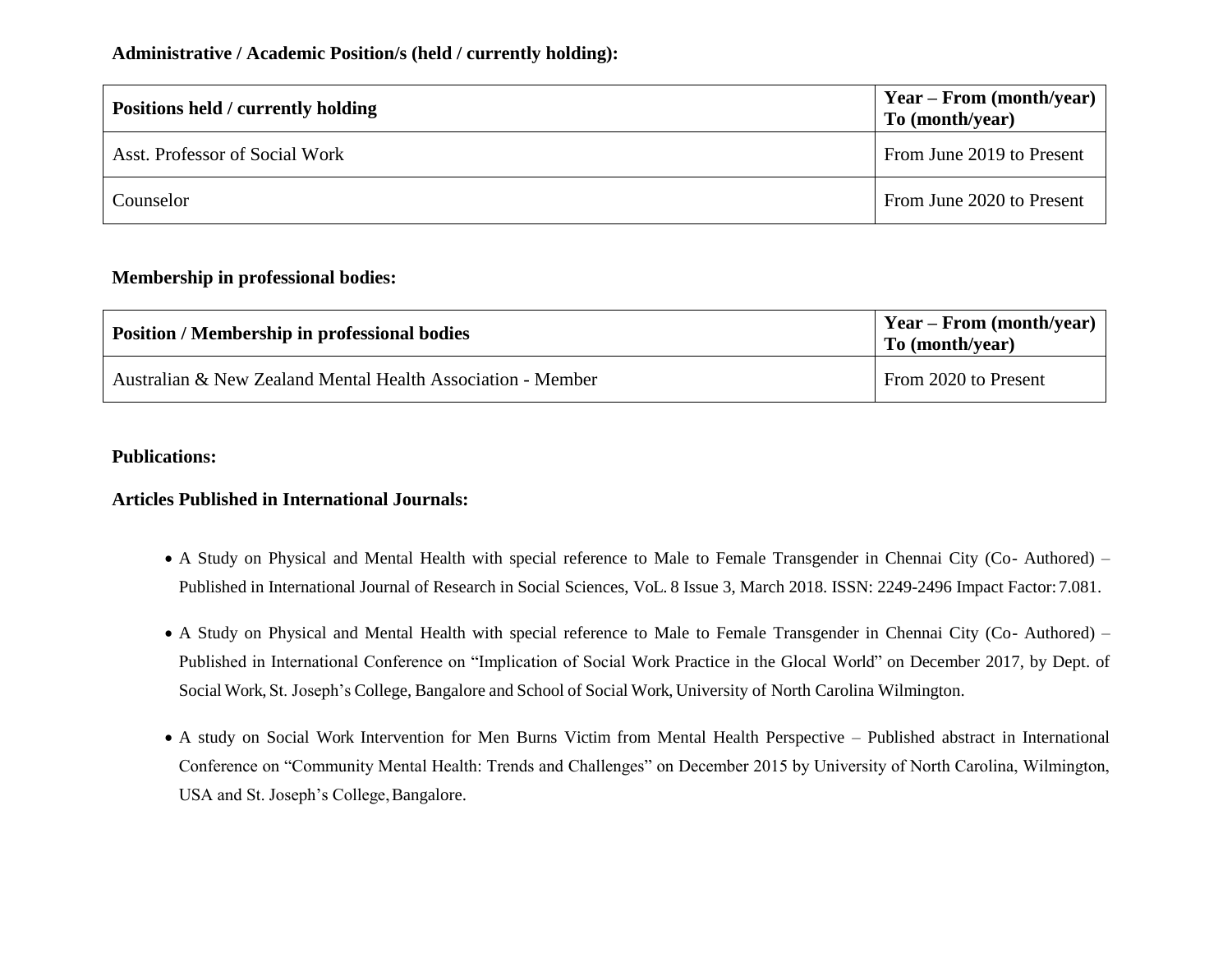**Administrative / Academic Position/s (held / currently holding):**

| Positions held / currently holding | Year – From (month/year) To (month/year) |
| --- | --- |
| Asst. Professor of Social Work | From June 2019 to Present |
| Counselor | From June 2020 to Present |

**Membership in professional bodies:**

| Position / Membership in professional bodies | Year – From (month/year) To (month/year) |
| --- | --- |
| Australian & New Zealand Mental Health Association - Member | From 2020 to Present |

**Publications:**

**Articles Published in International Journals:**

- A Study on Physical and Mental Health with special reference to Male to Female Transgender in Chennai City (Co- Authored) – Published in International Journal of Research in Social Sciences, VoL. 8 Issue 3, March 2018. ISSN: 2249-2496 Impact Factor: 7.081.
- A Study on Physical and Mental Health with special reference to Male to Female Transgender in Chennai City (Co- Authored) – Published in International Conference on "Implication of Social Work Practice in the Glocal World" on December 2017, by Dept. of Social Work, St. Joseph's College, Bangalore and School of Social Work, University of North Carolina Wilmington.
- A study on Social Work Intervention for Men Burns Victim from Mental Health Perspective – Published abstract in International Conference on "Community Mental Health: Trends and Challenges" on December 2015 by University of North Carolina, Wilmington, USA and St. Joseph's College, Bangalore.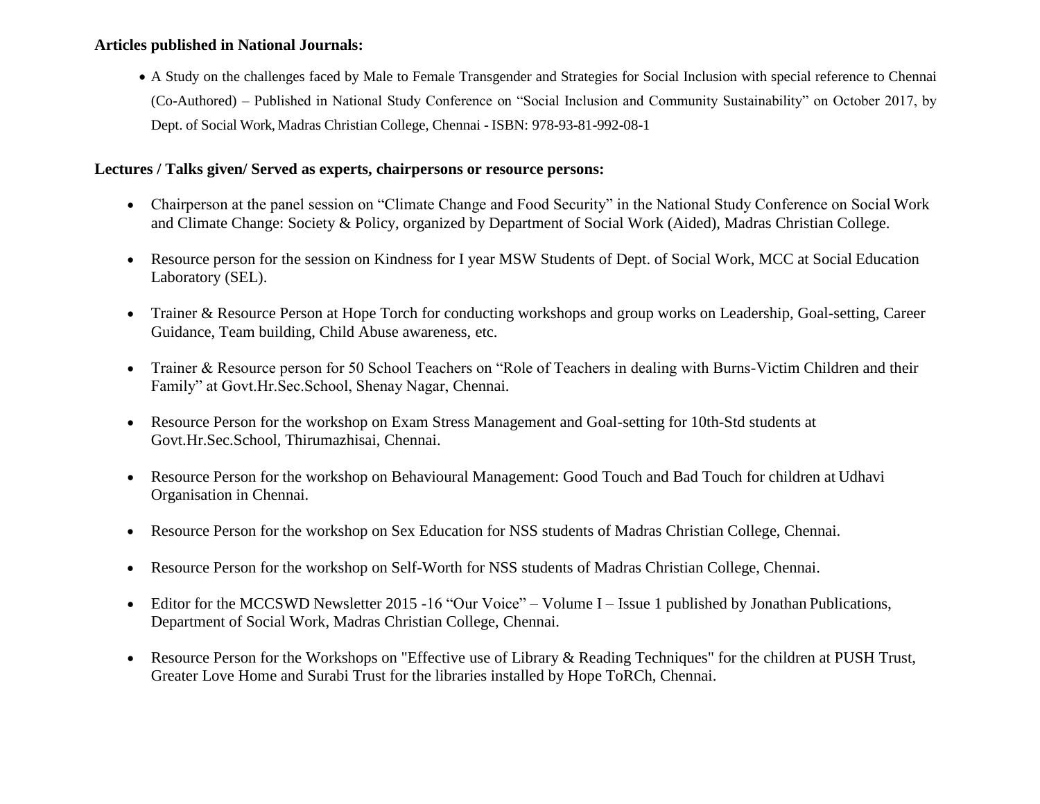**Articles published in National Journals:**

- A Study on the challenges faced by Male to Female Transgender and Strategies for Social Inclusion with special reference to Chennai (Co-Authored) – Published in National Study Conference on "Social Inclusion and Community Sustainability" on October 2017, by Dept. of Social Work, Madras Christian College, Chennai - ISBN: 978-93-81-992-08-1

**Lectures / Talks given/ Served as experts, chairpersons or resource persons:**

- Chairperson at the panel session on "Climate Change and Food Security" in the National Study Conference on Social Work and Climate Change: Society & Policy, organized by Department of Social Work (Aided), Madras Christian College.
- Resource person for the session on Kindness for I year MSW Students of Dept. of Social Work, MCC at Social Education Laboratory (SEL).
- Trainer & Resource Person at Hope Torch for conducting workshops and group works on Leadership, Goal-setting, Career Guidance, Team building, Child Abuse awareness, etc.
- Trainer & Resource person for 50 School Teachers on "Role of Teachers in dealing with Burns-Victim Children and their Family" at Govt.Hr.Sec.School, Shenay Nagar, Chennai.
- Resource Person for the workshop on Exam Stress Management and Goal-setting for 10th-Std students at Govt.Hr.Sec.School, Thirumazhisai, Chennai.
- Resource Person for the workshop on Behavioural Management: Good Touch and Bad Touch for children at Udhavi Organisation in Chennai.
- Resource Person for the workshop on Sex Education for NSS students of Madras Christian College, Chennai.
- Resource Person for the workshop on Self-Worth for NSS students of Madras Christian College, Chennai.
- Editor for the MCCSWD Newsletter 2015 -16 "Our Voice" – Volume I – Issue 1 published by Jonathan Publications, Department of Social Work, Madras Christian College, Chennai.
- Resource Person for the Workshops on "Effective use of Library & Reading Techniques" for the children at PUSH Trust, Greater Love Home and Surabi Trust for the libraries installed by Hope ToRCh, Chennai.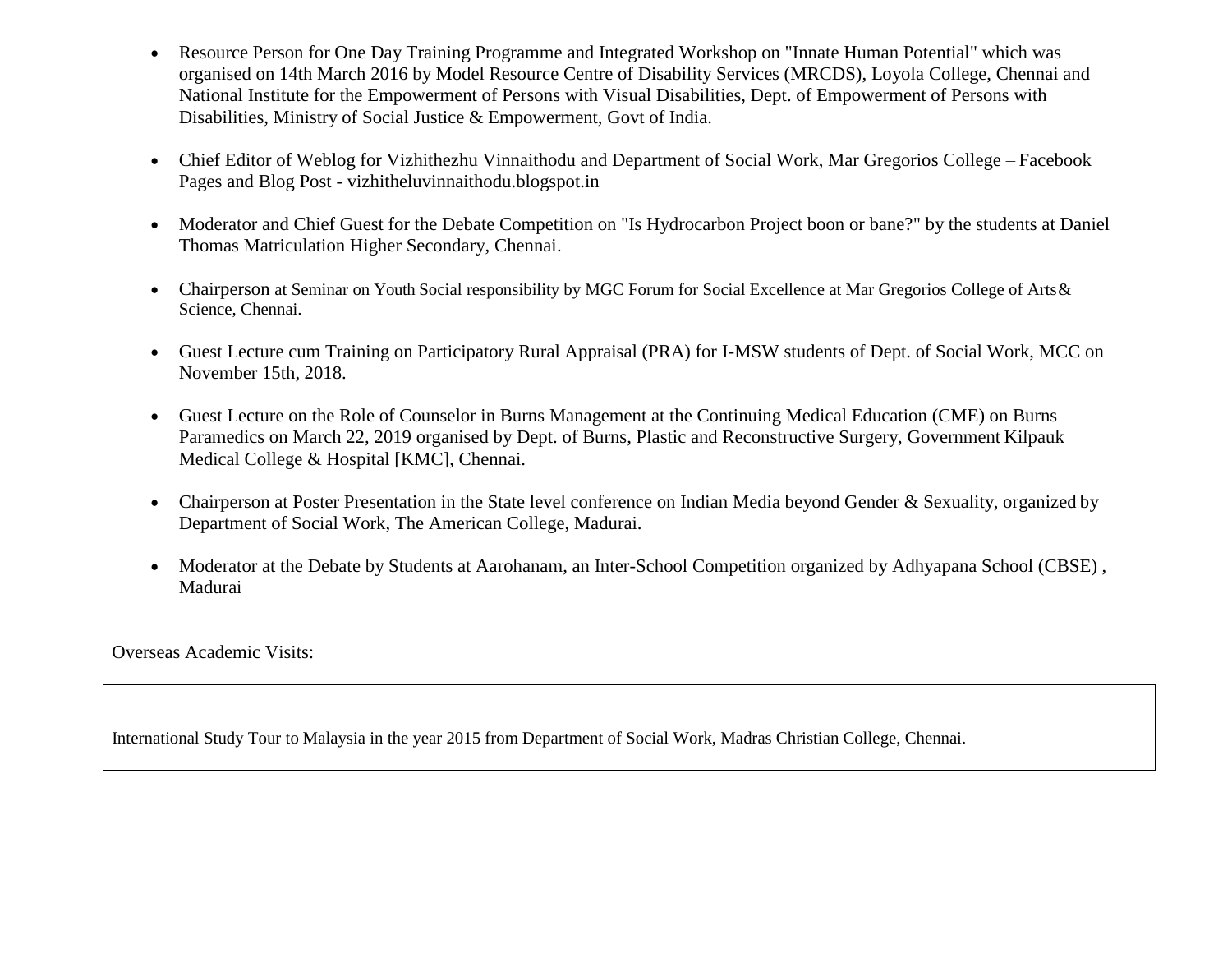- Resource Person for One Day Training Programme and Integrated Workshop on "Innate Human Potential" which was organised on 14th March 2016 by Model Resource Centre of Disability Services (MRCDS), Loyola College, Chennai and National Institute for the Empowerment of Persons with Visual Disabilities, Dept. of Empowerment of Persons with Disabilities, Ministry of Social Justice & Empowerment, Govt of India.

- Chief Editor of Weblog for Vizhithezhu Vinnaithodu and Department of Social Work, Mar Gregorios College – Facebook Pages and Blog Post - vizhitheluvinnaithodu.blogspot.in

- Moderator and Chief Guest for the Debate Competition on "Is Hydrocarbon Project boon or bane?" by the students at Daniel Thomas Matriculation Higher Secondary, Chennai.

- Chairperson at Seminar on Youth Social responsibility by MGC Forum for Social Excellence at Mar Gregorios College of Arts & Science, Chennai.

- Guest Lecture cum Training on Participatory Rural Appraisal (PRA) for I-MSW students of Dept. of Social Work, MCC on November 15th, 2018.

- Guest Lecture on the Role of Counselor in Burns Management at the Continuing Medical Education (CME) on Burns Paramedics on March 22, 2019 organised by Dept. of Burns, Plastic and Reconstructive Surgery, Government Kilpauk Medical College & Hospital [KMC], Chennai.

- Chairperson at Poster Presentation in the State level conference on Indian Media beyond Gender & Sexuality, organized by Department of Social Work, The American College, Madurai.

- Moderator at the Debate by Students at Aarohanam, an Inter-School Competition organized by Adhyapana School (CBSE) , Madurai

Overseas Academic Visits:

| |
|---|
| International Study Tour to Malaysia in the year 2015 from Department of Social Work, Madras Christian College, Chennai. |